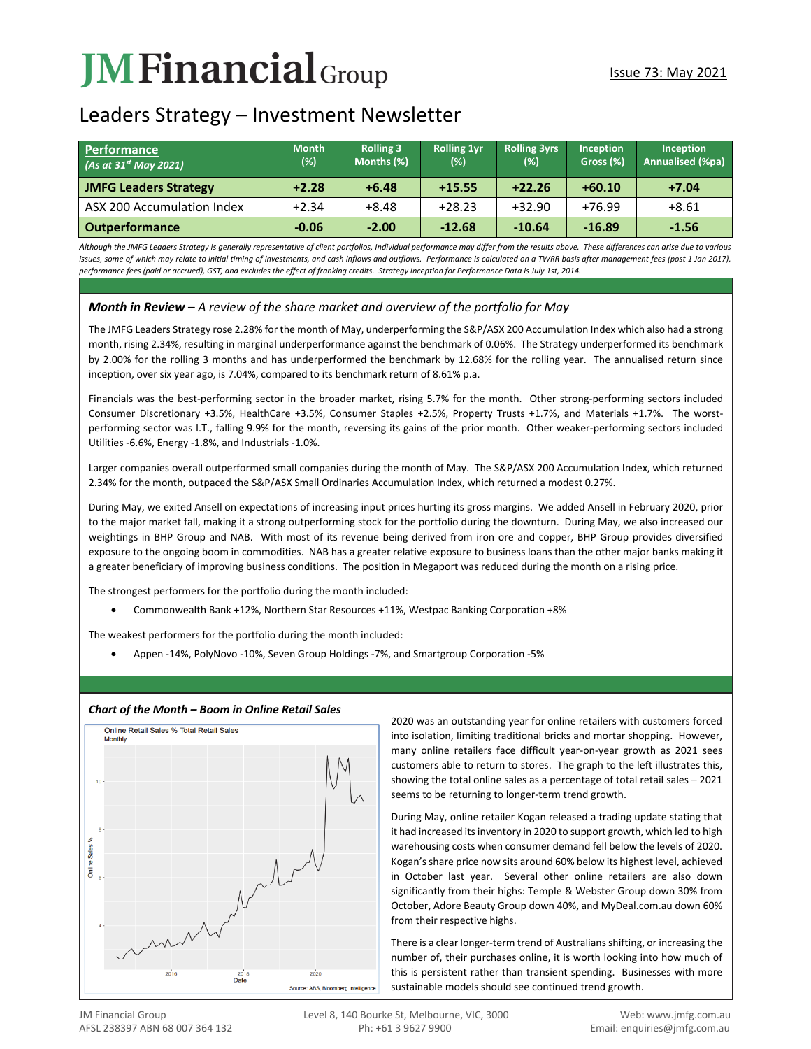# JM Financial Group

Issue 73: May 2021

## Leaders Strategy – Investment Newsletter

| **Performance** *(As at 31st May 2021)* | Month (%) | Rolling 3 Months (%) | Rolling 1yr (%) | Rolling 3yrs (%) | Inception Gross (%) | Inception Annualised (%pa) |
|---|---|---|---|---|---|---|
| **JMFG Leaders Strategy** | **+2.28** | **+6.48** | **+15.55** | **+22.26** | **+60.10** | **+7.04** |
| ASX 200 Accumulation Index | +2.34 | +8.48 | +28.23 | +32.90 | +76.99 | +8.61 |
| **Outperformance** | **-0.06** | **-2.00** | **-12.68** | **-10.64** | **-16.89** | **-1.56** |

*Although the JMFG Leaders Strategy is generally representative of client portfolios, Individual performance may differ from the results above. These differences can arise due to various issues, some of which may relate to initial timing of investments, and cash inflows and outflows. Performance is calculated on a TWRR basis after management fees (post 1 Jan 2017), performance fees (paid or accrued), GST, and excludes the effect of franking credits. Strategy Inception for Performance Data is July 1st, 2014.*

### ***Month in Review** – A review of the share market and overview of the portfolio for May*

The JMFG Leaders Strategy rose 2.28% for the month of May, underperforming the S&P/ASX 200 Accumulation Index which also had a strong month, rising 2.34%, resulting in marginal underperformance against the benchmark of 0.06%. The Strategy underperformed its benchmark by 2.00% for the rolling 3 months and has underperformed the benchmark by 12.68% for the rolling year. The annualised return since inception, over six year ago, is 7.04%, compared to its benchmark return of 8.61% p.a.

Financials was the best-performing sector in the broader market, rising 5.7% for the month. Other strong-performing sectors included Consumer Discretionary +3.5%, HealthCare +3.5%, Consumer Staples +2.5%, Property Trusts +1.7%, and Materials +1.7%. The worst-performing sector was I.T., falling 9.9% for the month, reversing its gains of the prior month. Other weaker-performing sectors included Utilities -6.6%, Energy -1.8%, and Industrials -1.0%.

Larger companies overall outperformed small companies during the month of May. The S&P/ASX 200 Accumulation Index, which returned 2.34% for the month, outpaced the S&P/ASX Small Ordinaries Accumulation Index, which returned a modest 0.27%.

During May, we exited Ansell on expectations of increasing input prices hurting its gross margins. We added Ansell in February 2020, prior to the major market fall, making it a strong outperforming stock for the portfolio during the downturn. During May, we also increased our weightings in BHP Group and NAB. With most of its revenue being derived from iron ore and copper, BHP Group provides diversified exposure to the ongoing boom in commodities. NAB has a greater relative exposure to business loans than the other major banks making it a greater beneficiary of improving business conditions. The position in Megaport was reduced during the month on a rising price.

The strongest performers for the portfolio during the month included:

- Commonwealth Bank +12%, Northern Star Resources +11%, Westpac Banking Corporation +8%

The weakest performers for the portfolio during the month included:

- Appen -14%, PolyNovo -10%, Seven Group Holdings -7%, and Smartgroup Corporation -5%

### ***Chart of the Month – Boom in Online Retail Sales***

2020 was an outstanding year for online retailers with customers forced into isolation, limiting traditional bricks and mortar shopping. However, many online retailers face difficult year-on-year growth as 2021 sees customers able to return to stores. The graph to the left illustrates this, showing the total online sales as a percentage of total retail sales – 2021 seems to be returning to longer-term trend growth.

During May, online retailer Kogan released a trading update stating that it had increased its inventory in 2020 to support growth, which led to high warehousing costs when consumer demand fell below the levels of 2020. Kogan's share price now sits around 60% below its highest level, achieved in October last year. Several other online retailers are also down significantly from their highs: Temple & Webster Group down 30% from October, Adore Beauty Group down 40%, and MyDeal.com.au down 60% from their respective highs.

There is a clear longer-term trend of Australians shifting, or increasing the number of, their purchases online, it is worth looking into how much of this is persistent rather than transient spending. Businesses with more sustainable models should see continued trend growth.

JM Financial Group
AFSL 238397 ABN 68 007 364 132

Level 8, 140 Bourke St, Melbourne, VIC, 3000
Ph: +61 3 9627 9900

Web: www.jmfg.com.au
Email: enquiries@jmfg.com.au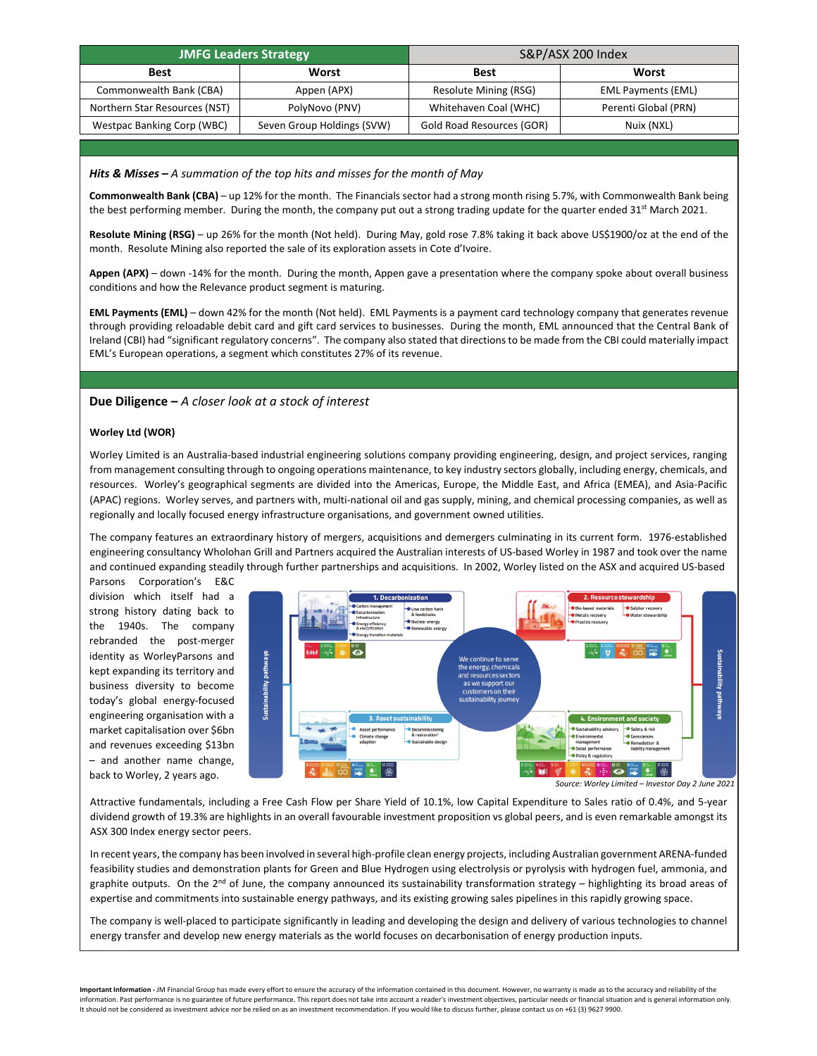| JMFG Leaders Strategy | | S&P/ASX 200 Index | |
|---|---|---|---|
| **Best** | **Worst** | **Best** | **Worst** |
| Commonwealth Bank (CBA) | Appen (APX) | Resolute Mining (RSG) | EML Payments (EML) |
| Northern Star Resources (NST) | PolyNovo (PNV) | Whitehaven Coal (WHC) | Perenti Global (PRN) |
| Westpac Banking Corp (WBC) | Seven Group Holdings (SVW) | Gold Road Resources (GOR) | Nuix (NXL) |

***Hits & Misses –*** *A summation of the top hits and misses for the month of May*

**Commonwealth Bank (CBA)** – up 12% for the month. The Financials sector had a strong month rising 5.7%, with Commonwealth Bank being the best performing member. During the month, the company put out a strong trading update for the quarter ended 31st March 2021.

**Resolute Mining (RSG)** – up 26% for the month (Not held). During May, gold rose 7.8% taking it back above US$1900/oz at the end of the month. Resolute Mining also reported the sale of its exploration assets in Cote d'Ivoire.

**Appen (APX)** – down -14% for the month. During the month, Appen gave a presentation where the company spoke about overall business conditions and how the Relevance product segment is maturing.

**EML Payments (EML)** – down 42% for the month (Not held). EML Payments is a payment card technology company that generates revenue through providing reloadable debit card and gift card services to businesses. During the month, EML announced that the Central Bank of Ireland (CBI) had "significant regulatory concerns". The company also stated that directions to be made from the CBI could materially impact EML's European operations, a segment which constitutes 27% of its revenue.

## Due Diligence – *A closer look at a stock of interest*

**Worley Ltd (WOR)**

Worley Limited is an Australia-based industrial engineering solutions company providing engineering, design, and project services, ranging from management consulting through to ongoing operations maintenance, to key industry sectors globally, including energy, chemicals, and resources. Worley's geographical segments are divided into the Americas, Europe, the Middle East, and Africa (EMEA), and Asia-Pacific (APAC) regions. Worley serves, and partners with, multi-national oil and gas supply, mining, and chemical processing companies, as well as regionally and locally focused energy infrastructure organisations, and government owned utilities.

The company features an extraordinary history of mergers, acquisitions and demergers culminating in its current form. 1976-established engineering consultancy Wholohan Grill and Partners acquired the Australian interests of US-based Worley in 1987 and took over the name and continued expanding steadily through further partnerships and acquisitions. In 2002, Worley listed on the ASX and acquired US-based Parsons Corporation's E&C division which itself had a strong history dating back to the 1940s. The company rebranded the post-merger identity as WorleyParsons and kept expanding its territory and business diversity to become today's global energy-focused engineering organisation with a market capitalisation over $6bn and revenues exceeding $13bn – and another name change, back to Worley, 2 years ago.

Sustainability pathways

1. Decarbonization
Carbon management
Decarbonization infrastructure
Energy efficiency & electrification
Energy transition materials
Low carbon fuels & feedstocks
Nuclear energy
Renewable energy

2. Resource stewardship
Bio-based materials
Metals recovery
Plastics recovery
Sulphur recovery
Water stewardship

We continue to serve the energy, chemicals and resources sectors as we support our customers on their sustainability journey

3. Asset sustainability
Asset performance
Climate change adaptation
Decommissioning & restoration
Sustainable design

4. Environment and society
Sustainability advisory
Environmental management
Social performance
Policy & regulatory
Safety & risk
Geosciences
Remediation & liability management

Sustainability pathways

*Source: Worley Limited – Investor Day 2 June 2021*

Attractive fundamentals, including a Free Cash Flow per Share Yield of 10.1%, low Capital Expenditure to Sales ratio of 0.4%, and 5-year dividend growth of 19.3% are highlights in an overall favourable investment proposition vs global peers, and is even remarkable amongst its ASX 300 Index energy sector peers.

In recent years, the company has been involved in several high-profile clean energy projects, including Australian government ARENA-funded feasibility studies and demonstration plants for Green and Blue Hydrogen using electrolysis or pyrolysis with hydrogen fuel, ammonia, and graphite outputs. On the 2nd of June, the company announced its sustainability transformation strategy – highlighting its broad areas of expertise and commitments into sustainable energy pathways, and its existing growing sales pipelines in this rapidly growing space.

The company is well-placed to participate significantly in leading and developing the design and delivery of various technologies to channel energy transfer and develop new energy materials as the world focuses on decarbonisation of energy production inputs.

**Important Information -** JM Financial Group has made every effort to ensure the accuracy of the information contained in this document. However, no warranty is made as to the accuracy and reliability of the information. Past performance is no guarantee of future performance. This report does not take into account a reader's investment objectives, particular needs or financial situation and is general information only. It should not be considered as investment advice nor be relied on as an investment recommendation. If you would like to discuss further, please contact us on +61 (3) 9627 9900.